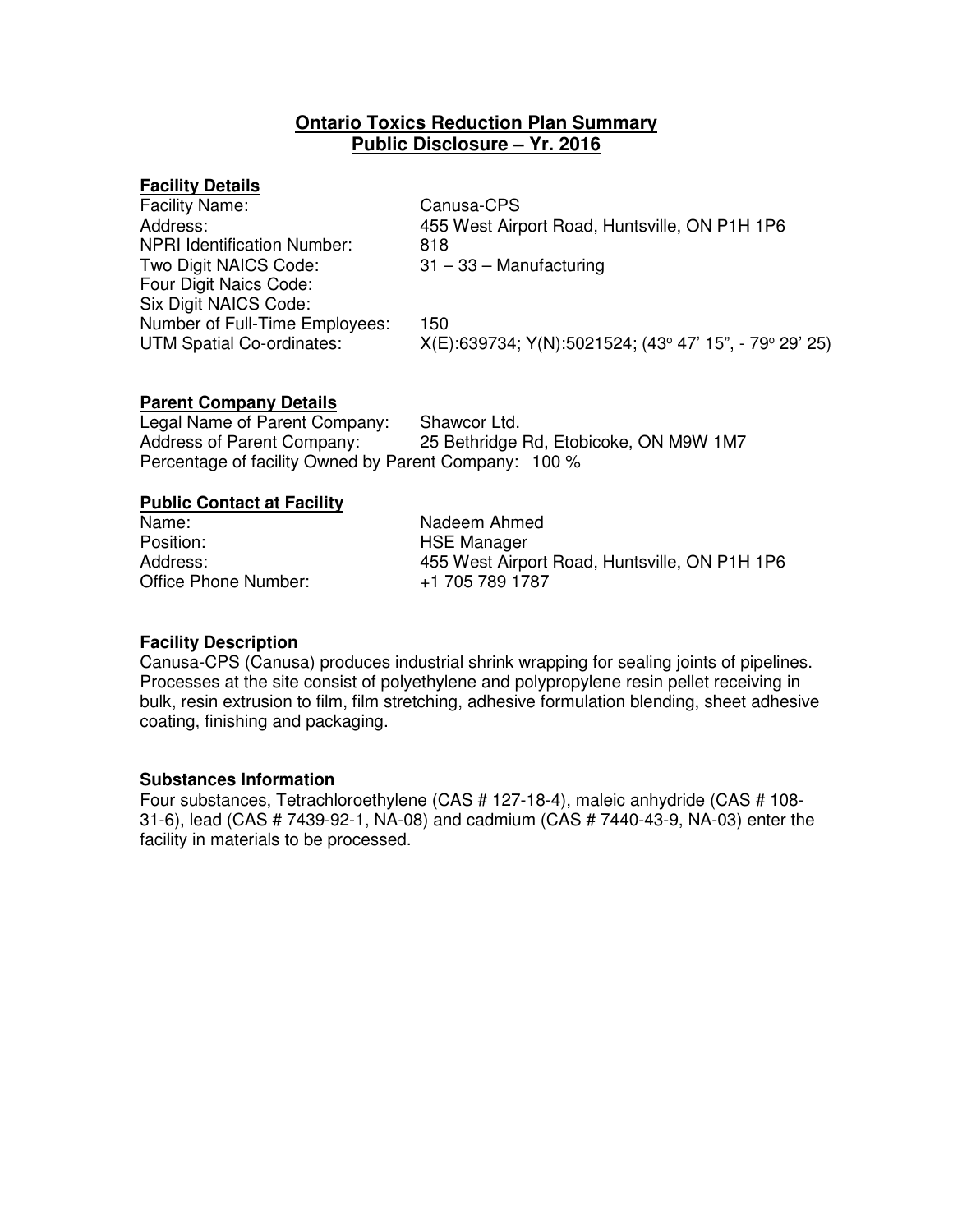# Ontario Toxics Reduction Plan Summary
## Public Disclosure – Yr. 2016

### Facility Details

| | |
|---|---|
| Facility Name: | Canusa-CPS |
| Address: | 455 West Airport Road, Huntsville, ON P1H 1P6 |
| NPRI Identification Number: | 818 |
| Two Digit NAICS Code: | 31 – 33 – Manufacturing |
| Four Digit Naics Code: | |
| Six Digit NAICS Code: | |
| Number of Full-Time Employees: | 150 |
| UTM Spatial Co-ordinates: | X(E):639734; Y(N):5021524; (43$^{o}$ 47' 15", - 79$^{o}$ 29' 25) |

### Parent Company Details

Legal Name of Parent Company: Shawcor Ltd.
Address of Parent Company: 25 Bethridge Rd, Etobicoke, ON M9W 1M7
Percentage of facility Owned by Parent Company: 100 %

### Public Contact at Facility

| | |
|---|---|
| Name: | Nadeem Ahmed |
| Position: | HSE Manager |
| Address: | 455 West Airport Road, Huntsville, ON P1H 1P6 |
| Office Phone Number: | +1 705 789 1787 |

**Facility Description**

Canusa-CPS (Canusa) produces industrial shrink wrapping for sealing joints of pipelines. Processes at the site consist of polyethylene and polypropylene resin pellet receiving in bulk, resin extrusion to film, film stretching, adhesive formulation blending, sheet adhesive coating, finishing and packaging.

**Substances Information**

Four substances, Tetrachloroethylene (CAS # 127-18-4), maleic anhydride (CAS # 108-31-6), lead (CAS # 7439-92-1, NA-08) and cadmium (CAS # 7440-43-9, NA-03) enter the facility in materials to be processed.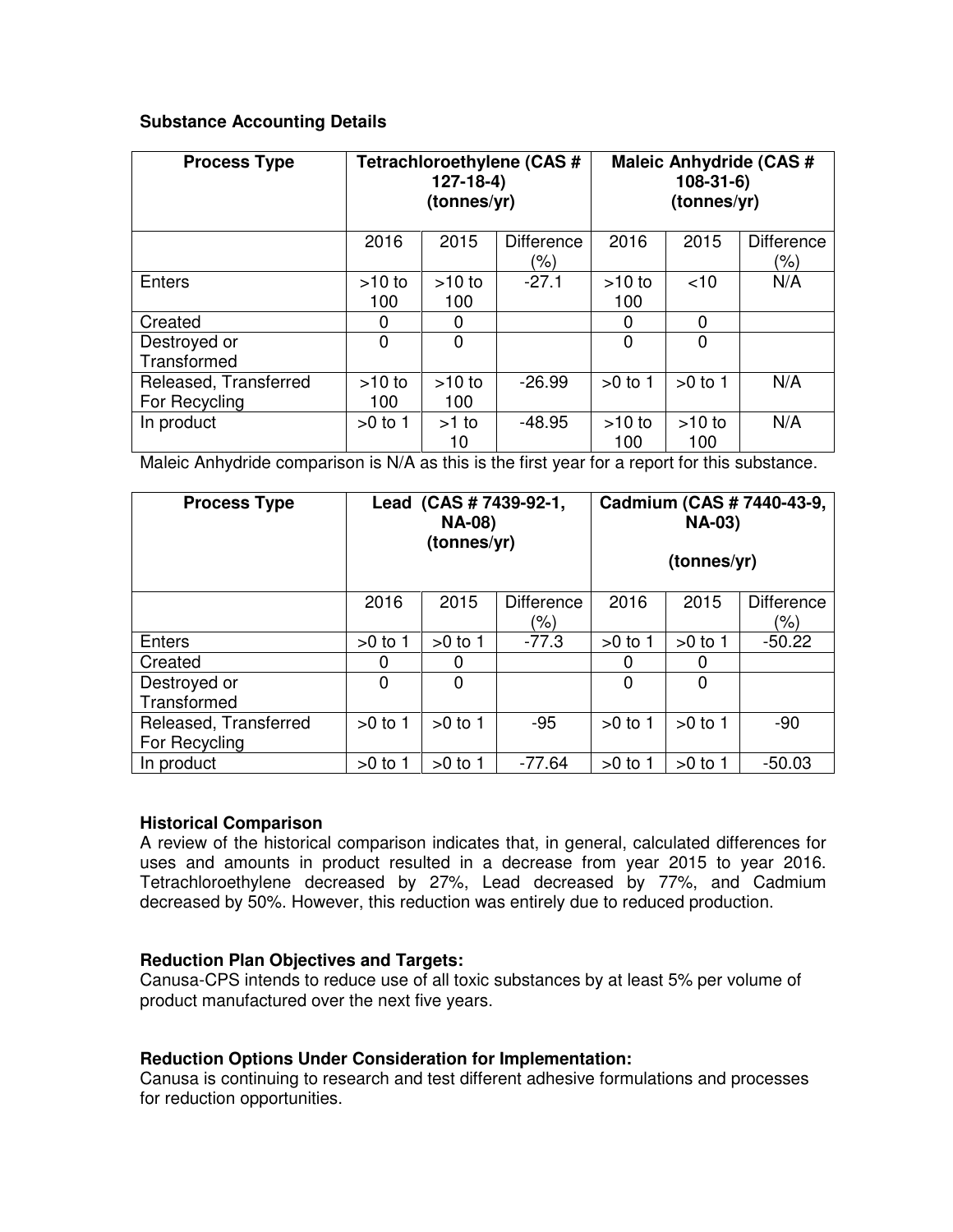### Substance Accounting Details

| Process Type | Tetrachloroethylene (CAS # 127-18-4) (tonnes/yr) | | | Maleic Anhydride (CAS # 108-31-6) (tonnes/yr) | | |
|---|---|---|---|---|---|---|
| | 2016 | 2015 | Difference (%) | 2016 | 2015 | Difference (%) |
| Enters | >10 to 100 | >10 to 100 | -27.1 | >10 to 100 | <10 | N/A |
| Created | 0 | 0 | | 0 | 0 | |
| Destroyed or Transformed | 0 | 0 | | 0 | 0 | |
| Released, Transferred For Recycling | >10 to 100 | >10 to 100 | -26.99 | >0 to 1 | >0 to 1 | N/A |
| In product | >0 to 1 | >1 to 10 | -48.95 | >10 to 100 | >10 to 100 | N/A |

Maleic Anhydride comparison is N/A as this is the first year for a report for this substance.

| Process Type | Lead (CAS # 7439-92-1, NA-08) (tonnes/yr) | | | Cadmium (CAS # 7440-43-9, NA-03) (tonnes/yr) | | |
|---|---|---|---|---|---|---|
| | 2016 | 2015 | Difference (%) | 2016 | 2015 | Difference (%) |
| Enters | >0 to 1 | >0 to 1 | -77.3 | >0 to 1 | >0 to 1 | -50.22 |
| Created | 0 | 0 | | 0 | 0 | |
| Destroyed or Transformed | 0 | 0 | | 0 | 0 | |
| Released, Transferred For Recycling | >0 to 1 | >0 to 1 | -95 | >0 to 1 | >0 to 1 | -90 |
| In product | >0 to 1 | >0 to 1 | -77.64 | >0 to 1 | >0 to 1 | -50.03 |

### Historical Comparison

A review of the historical comparison indicates that, in general, calculated differences for uses and amounts in product resulted in a decrease from year 2015 to year 2016. Tetrachloroethylene decreased by 27%, Lead decreased by 77%, and Cadmium decreased by 50%. However, this reduction was entirely due to reduced production.

### Reduction Plan Objectives and Targets:

Canusa-CPS intends to reduce use of all toxic substances by at least 5% per volume of product manufactured over the next five years.

### Reduction Options Under Consideration for Implementation:

Canusa is continuing to research and test different adhesive formulations and processes for reduction opportunities.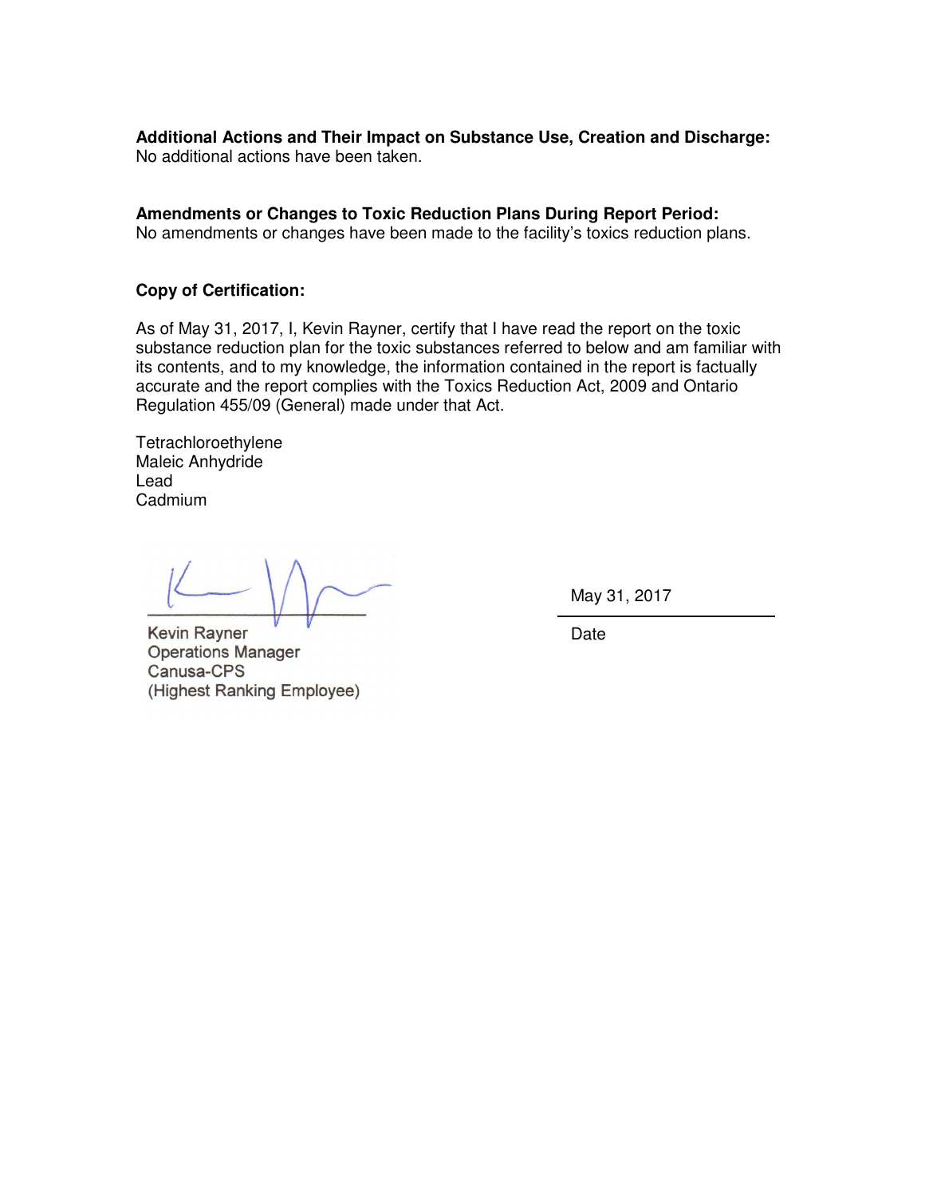**Additional Actions and Their Impact on Substance Use, Creation and Discharge:**
No additional actions have been taken.

**Amendments or Changes to Toxic Reduction Plans During Report Period:**
No amendments or changes have been made to the facility's toxics reduction plans.

**Copy of Certification:**

As of May 31, 2017, I, Kevin Rayner, certify that I have read the report on the toxic substance reduction plan for the toxic substances referred to below and am familiar with its contents, and to my knowledge, the information contained in the report is factually accurate and the report complies with the Toxics Reduction Act, 2009 and Ontario Regulation 455/09 (General) made under that Act.

Tetrachloroethylene
Maleic Anhydride
Lead
Cadmium

Kevin Rayner
Operations Manager
Canusa-CPS
(Highest Ranking Employee)

May 31, 2017

Date